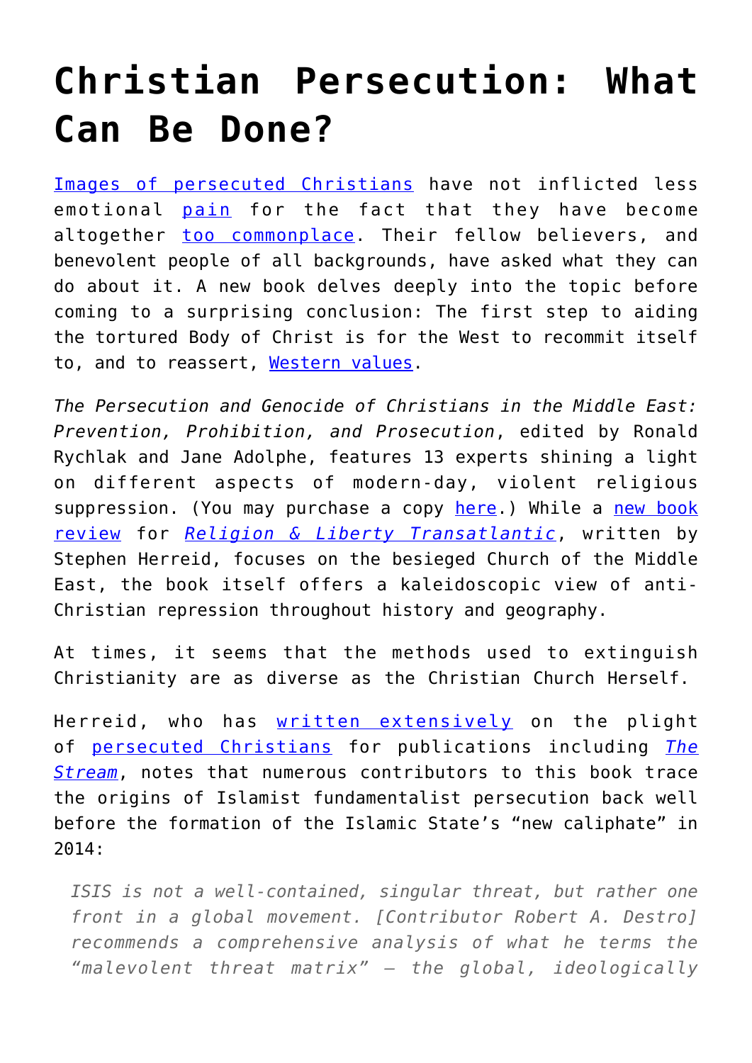# Christian Persecution: What Can Be Done?

Images of persecuted Christians have not inflicted less emotional pain for the fact that they have become altogether too commonplace. Their fellow believers, and benevolent people of all backgrounds, have asked what they can do about it. A new book delves deeply into the topic before coming to a surprising conclusion: The first step to aiding the tortured Body of Christ is for the West to recommit itself to, and to reassert, Western values.

*The Persecution and Genocide of Christians in the Middle East: Prevention, Prohibition, and Prosecution*, edited by Ronald Rychlak and Jane Adolphe, features 13 experts shining a light on different aspects of modern-day, violent religious suppression. (You may purchase a copy here.) While a new book review for *Religion & Liberty Transatlantic*, written by Stephen Herreid, focuses on the besieged Church of the Middle East, the book itself offers a kaleidoscopic view of anti-Christian repression throughout history and geography.

At times, it seems that the methods used to extinguish Christianity are as diverse as the Christian Church Herself.

Herreid, who has written extensively on the plight of persecuted Christians for publications including *The Stream*, notes that numerous contributors to this book trace the origins of Islamist fundamentalist persecution back well before the formation of the Islamic State's "new caliphate" in 2014:

> *ISIS is not a well-contained, singular threat, but rather one front in a global movement. [Contributor Robert A. Destro] recommends a comprehensive analysis of what he terms the "malevolent threat matrix" – the global, ideologically*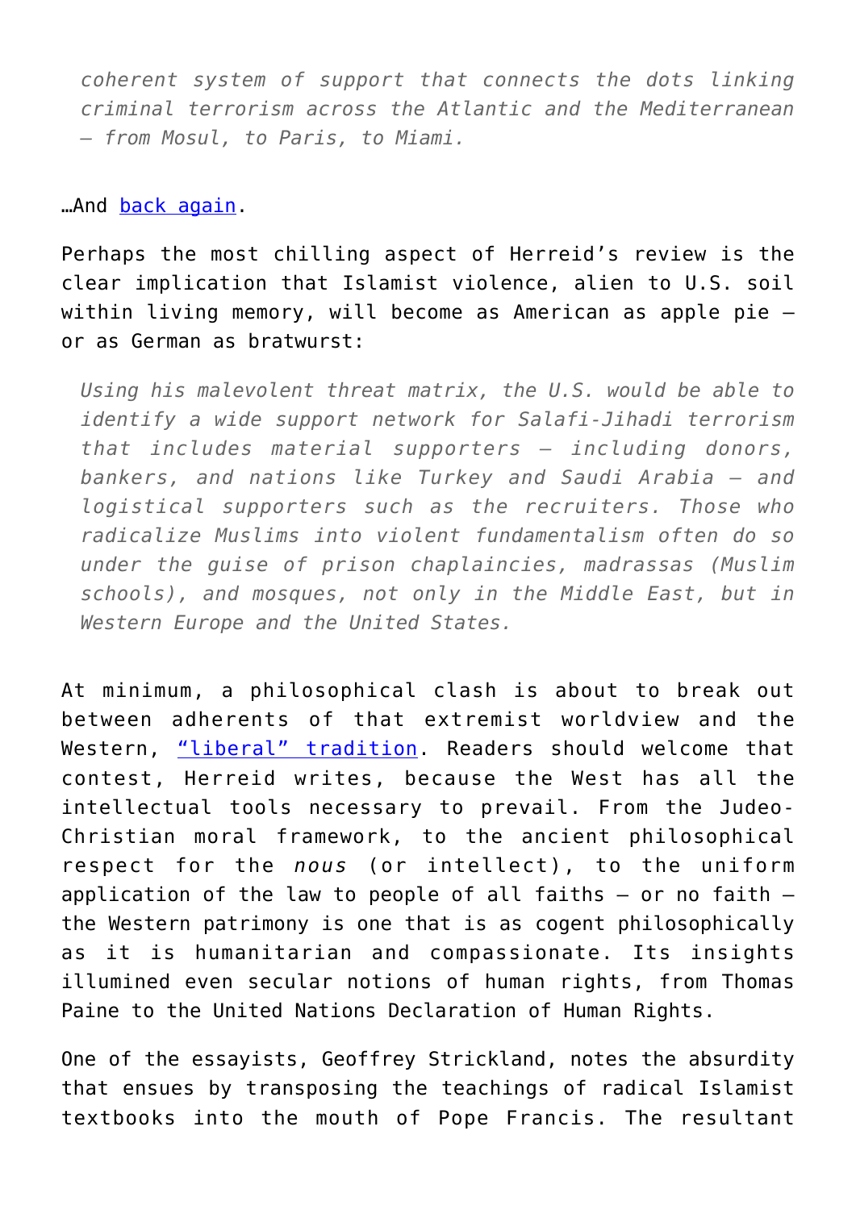> *coherent system of support that connects the dots linking criminal terrorism across the Atlantic and the Mediterranean — from Mosul, to Paris, to Miami.*

…And back again.

Perhaps the most chilling aspect of Herreid's review is the clear implication that Islamist violence, alien to U.S. soil within living memory, will become as American as apple pie — or as German as bratwurst:

> *Using his malevolent threat matrix, the U.S. would be able to identify a wide support network for Salafi-Jihadi terrorism that includes material supporters — including donors, bankers, and nations like Turkey and Saudi Arabia — and logistical supporters such as the recruiters. Those who radicalize Muslims into violent fundamentalism often do so under the guise of prison chaplaincies, madrassas (Muslim schools), and mosques, not only in the Middle East, but in Western Europe and the United States.*

At minimum, a philosophical clash is about to break out between adherents of that extremist worldview and the Western, "liberal" tradition. Readers should welcome that contest, Herreid writes, because the West has all the intellectual tools necessary to prevail. From the Judeo-Christian moral framework, to the ancient philosophical respect for the *nous* (or intellect), to the uniform application of the law to people of all faiths — or no faith — the Western patrimony is one that is as cogent philosophically as it is humanitarian and compassionate. Its insights illumined even secular notions of human rights, from Thomas Paine to the United Nations Declaration of Human Rights.

One of the essayists, Geoffrey Strickland, notes the absurdity that ensues by transposing the teachings of radical Islamist textbooks into the mouth of Pope Francis. The resultant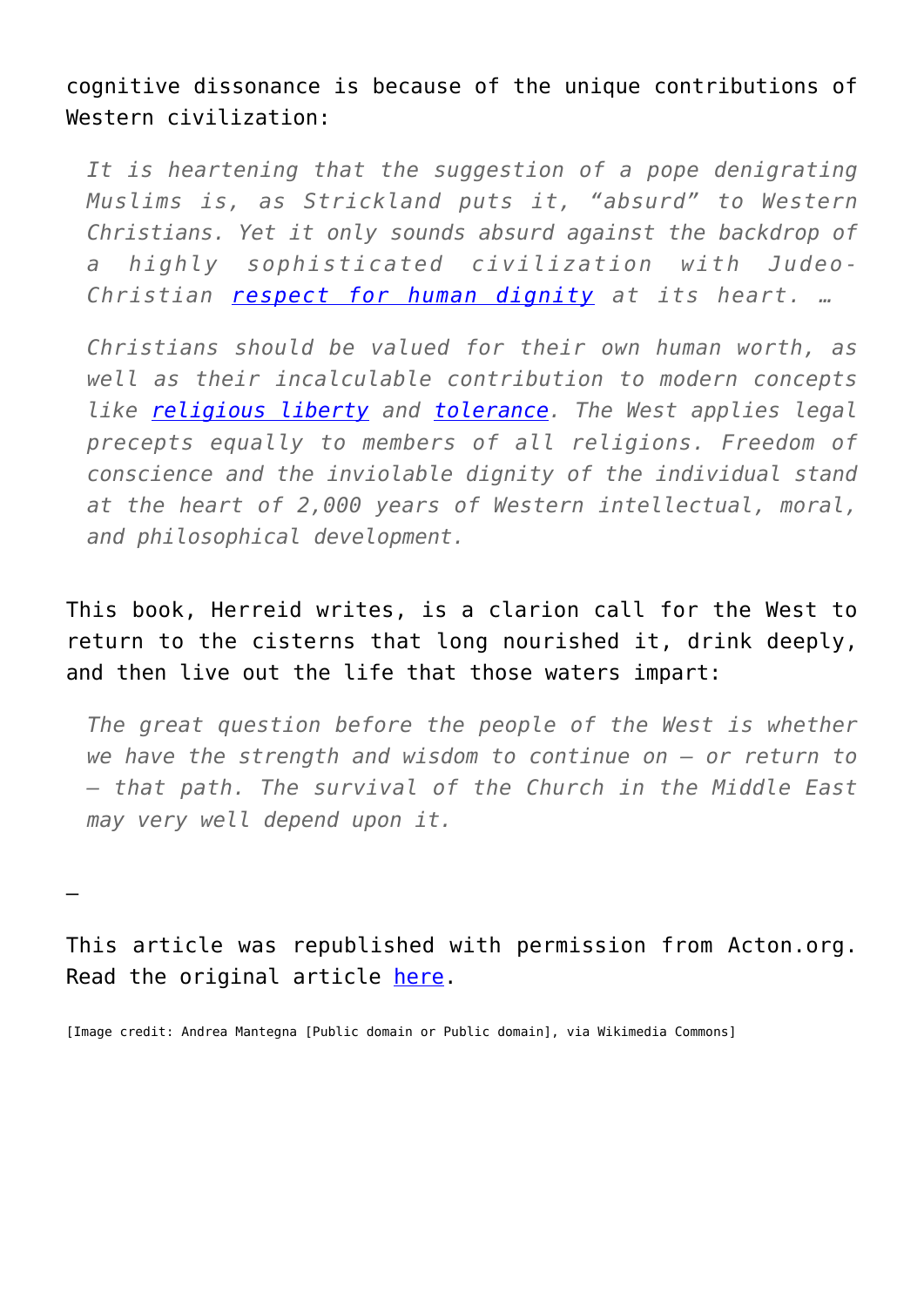cognitive dissonance is because of the unique contributions of Western civilization:

> *It is heartening that the suggestion of a pope denigrating Muslims is, as Strickland puts it, "absurd" to Western Christians. Yet it only sounds absurd against the backdrop of a highly sophisticated civilization with Judeo-Christian [respect for human dignity](#) at its heart. …*
>
> *Christians should be valued for their own human worth, as well as their incalculable contribution to modern concepts like [religious liberty](#) and [tolerance](#). The West applies legal precepts equally to members of all religions. Freedom of conscience and the inviolable dignity of the individual stand at the heart of 2,000 years of Western intellectual, moral, and philosophical development.*

This book, Herreid writes, is a clarion call for the West to return to the cisterns that long nourished it, drink deeply, and then live out the life that those waters impart:

> *The great question before the people of the West is whether we have the strength and wisdom to continue on – or return to – that path. The survival of the Church in the Middle East may very well depend upon it.*

—

This article was republished with permission from Acton.org. Read the original article [here](#).

[Image credit: Andrea Mantegna [Public domain or Public domain], via Wikimedia Commons]